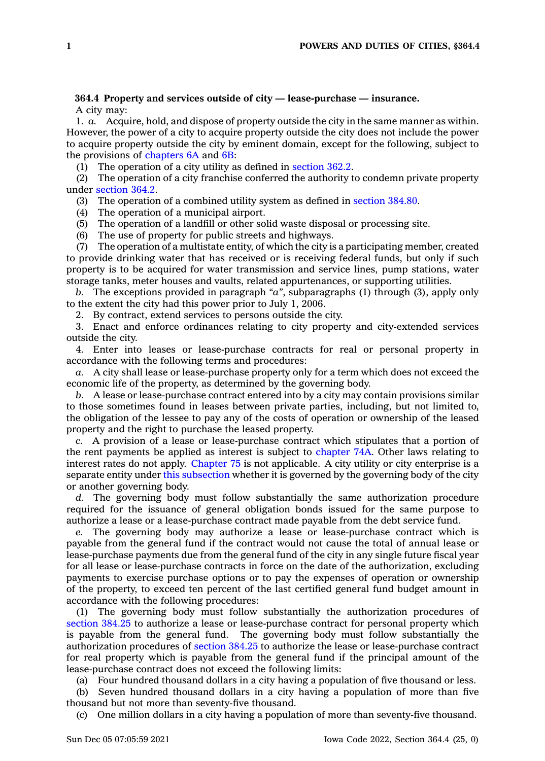**364.4 Property and services outside of city — lease-purchase — insurance.**

A city may:

1. *a.* Acquire, hold, and dispose of property outside the city in the same manner as within. However, the power of a city to acquire property outside the city does not include the power to acquire property outside the city by eminent domain, except for the following, subject to the provisions of chapters 6A and 6B:

(1) The operation of a city utility as defined in section 362.2.

(2) The operation of a city franchise conferred the authority to condemn private property under section 364.2.

(3) The operation of a combined utility system as defined in section 384.80.

(4) The operation of a municipal airport.

(5) The operation of a landfill or other solid waste disposal or processing site.

(6) The use of property for public streets and highways.

(7) The operation of a multistate entity, of which the city is a participating member, created to provide drinking water that has received or is receiving federal funds, but only if such property is to be acquired for water transmission and service lines, pump stations, water storage tanks, meter houses and vaults, related appurtenances, or supporting utilities.

*b.* The exceptions provided in paragraph *"a"*, subparagraphs (1) through (3), apply only to the extent the city had this power prior to July 1, 2006.

2. By contract, extend services to persons outside the city.

3. Enact and enforce ordinances relating to city property and city-extended services outside the city.

4. Enter into leases or lease-purchase contracts for real or personal property in accordance with the following terms and procedures:

*a.* A city shall lease or lease-purchase property only for a term which does not exceed the economic life of the property, as determined by the governing body.

*b.* A lease or lease-purchase contract entered into by a city may contain provisions similar to those sometimes found in leases between private parties, including, but not limited to, the obligation of the lessee to pay any of the costs of operation or ownership of the leased property and the right to purchase the leased property.

*c.* A provision of a lease or lease-purchase contract which stipulates that a portion of the rent payments be applied as interest is subject to chapter 74A. Other laws relating to interest rates do not apply. Chapter 75 is not applicable. A city utility or city enterprise is a separate entity under this subsection whether it is governed by the governing body of the city or another governing body.

*d.* The governing body must follow substantially the same authorization procedure required for the issuance of general obligation bonds issued for the same purpose to authorize a lease or a lease-purchase contract made payable from the debt service fund.

*e.* The governing body may authorize a lease or lease-purchase contract which is payable from the general fund if the contract would not cause the total of annual lease or lease-purchase payments due from the general fund of the city in any single future fiscal year for all lease or lease-purchase contracts in force on the date of the authorization, excluding payments to exercise purchase options or to pay the expenses of operation or ownership of the property, to exceed ten percent of the last certified general fund budget amount in accordance with the following procedures:

(1) The governing body must follow substantially the authorization procedures of section 384.25 to authorize a lease or lease-purchase contract for personal property which is payable from the general fund. The governing body must follow substantially the authorization procedures of section 384.25 to authorize the lease or lease-purchase contract for real property which is payable from the general fund if the principal amount of the lease-purchase contract does not exceed the following limits:

(a) Four hundred thousand dollars in a city having a population of five thousand or less.

(b) Seven hundred thousand dollars in a city having a population of more than five thousand but not more than seventy-five thousand.

(c) One million dollars in a city having a population of more than seventy-five thousand.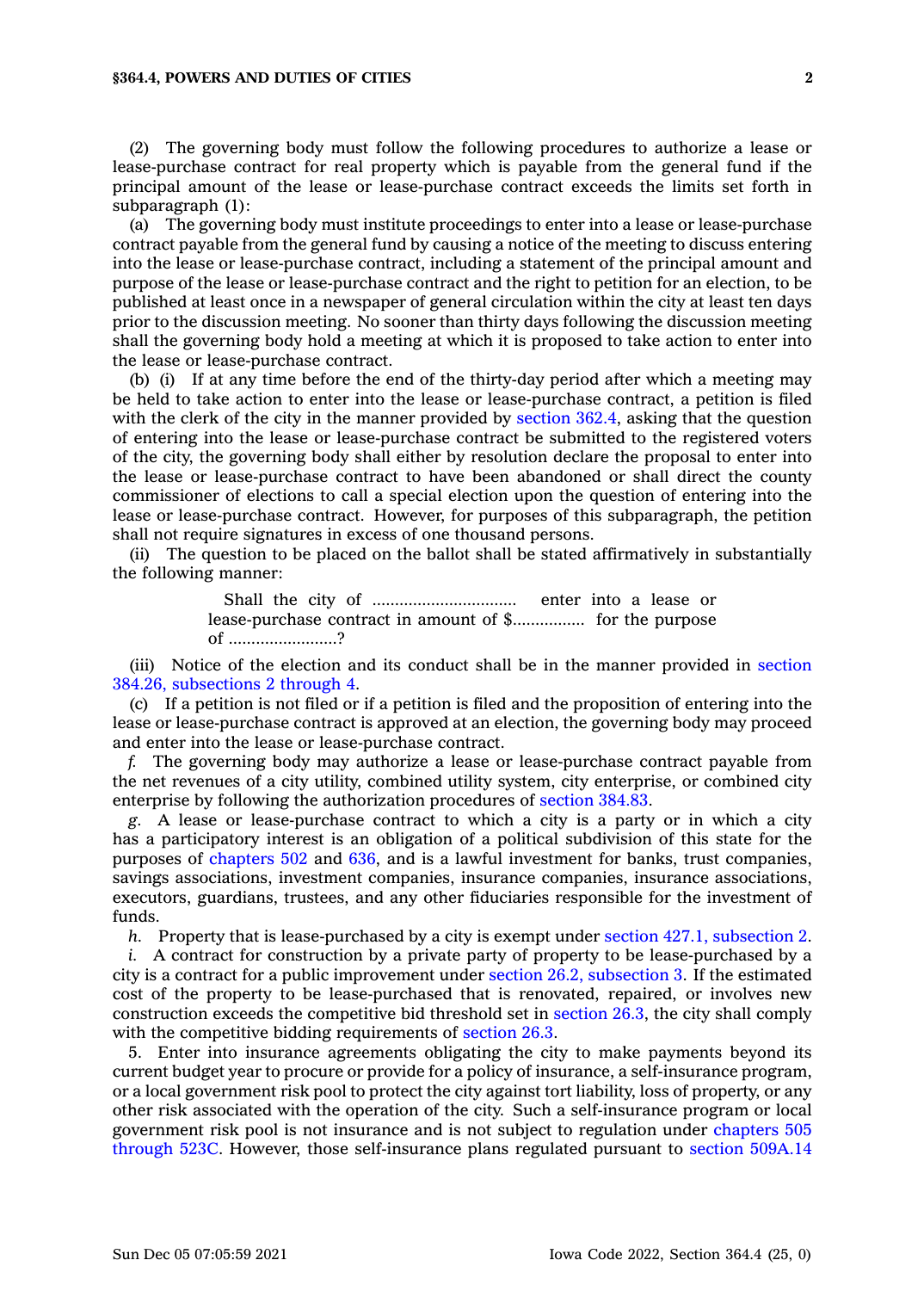(2) The governing body must follow the following procedures to authorize a lease or lease-purchase contract for real property which is payable from the general fund if the principal amount of the lease or lease-purchase contract exceeds the limits set forth in subparagraph (1):

(a) The governing body must institute proceedings to enter into a lease or lease-purchase contract payable from the general fund by causing a notice of the meeting to discuss entering into the lease or lease-purchase contract, including a statement of the principal amount and purpose of the lease or lease-purchase contract and the right to petition for an election, to be published at least once in a newspaper of general circulation within the city at least ten days prior to the discussion meeting. No sooner than thirty days following the discussion meeting shall the governing body hold a meeting at which it is proposed to take action to enter into the lease or lease-purchase contract.

(b) (i) If at any time before the end of the thirty-day period after which a meeting may be held to take action to enter into the lease or lease-purchase contract, a petition is filed with the clerk of the city in the manner provided by section 362.4, asking that the question of entering into the lease or lease-purchase contract be submitted to the registered voters of the city, the governing body shall either by resolution declare the proposal to enter into the lease or lease-purchase contract to have been abandoned or shall direct the county commissioner of elections to call a special election upon the question of entering into the lease or lease-purchase contract. However, for purposes of this subparagraph, the petition shall not require signatures in excess of one thousand persons.

(ii) The question to be placed on the ballot shall be stated affirmatively in substantially the following manner:

> Shall the city of ................................ enter into a lease or lease-purchase contract in amount of $................ for the purpose of ........................?

(iii) Notice of the election and its conduct shall be in the manner provided in section 384.26, subsections 2 through 4.

(c) If a petition is not filed or if a petition is filed and the proposition of entering into the lease or lease-purchase contract is approved at an election, the governing body may proceed and enter into the lease or lease-purchase contract.

*f.* The governing body may authorize a lease or lease-purchase contract payable from the net revenues of a city utility, combined utility system, city enterprise, or combined city enterprise by following the authorization procedures of section 384.83.

*g.* A lease or lease-purchase contract to which a city is a party or in which a city has a participatory interest is an obligation of a political subdivision of this state for the purposes of chapters 502 and 636, and is a lawful investment for banks, trust companies, savings associations, investment companies, insurance companies, insurance associations, executors, guardians, trustees, and any other fiduciaries responsible for the investment of funds.

*h.* Property that is lease-purchased by a city is exempt under section 427.1, subsection 2.

*i.* A contract for construction by a private party of property to be lease-purchased by a city is a contract for a public improvement under section 26.2, subsection 3. If the estimated cost of the property to be lease-purchased that is renovated, repaired, or involves new construction exceeds the competitive bid threshold set in section 26.3, the city shall comply with the competitive bidding requirements of section 26.3.

5. Enter into insurance agreements obligating the city to make payments beyond its current budget year to procure or provide for a policy of insurance, a self-insurance program, or a local government risk pool to protect the city against tort liability, loss of property, or any other risk associated with the operation of the city. Such a self-insurance program or local government risk pool is not insurance and is not subject to regulation under chapters 505 through 523C. However, those self-insurance plans regulated pursuant to section 509A.14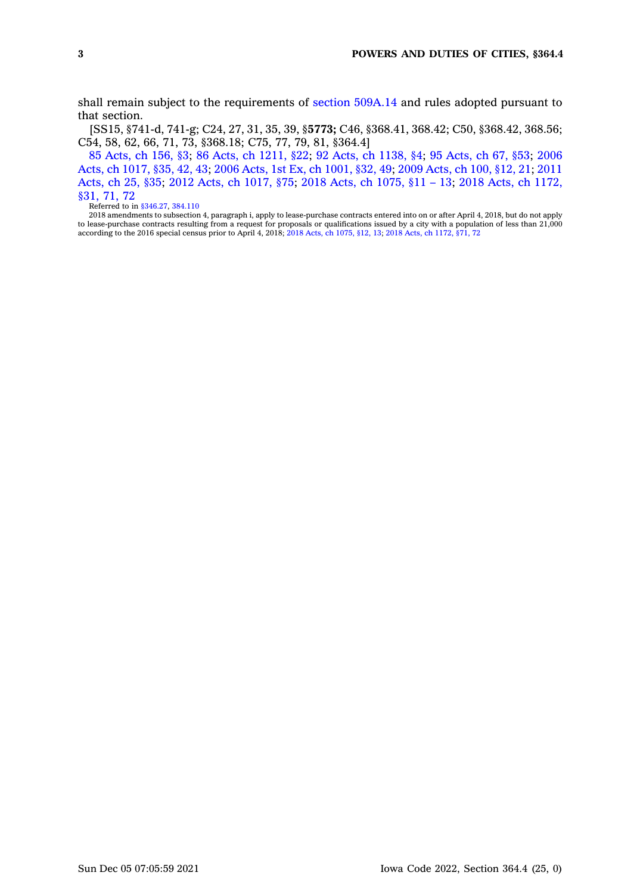shall remain subject to the requirements of section 509A.14 and rules adopted pursuant to that section.

[SS15, §741-d, 741-g; C24, 27, 31, 35, 39, §**5773;** C46, §368.41, 368.42; C50, §368.42, 368.56; C54, 58, 62, 66, 71, 73, §368.18; C75, 77, 79, 81, §364.4]

85 Acts, ch 156, §3; 86 Acts, ch 1211, §22; 92 Acts, ch 1138, §4; 95 Acts, ch 67, §53; 2006 Acts, ch 1017, §35, 42, 43; 2006 Acts, 1st Ex, ch 1001, §32, 49; 2009 Acts, ch 100, §12, 21; 2011 Acts, ch 25, §35; 2012 Acts, ch 1017, §75; 2018 Acts, ch 1075, §11 – 13; 2018 Acts, ch 1172, §31, 71, 72

Referred to in §346.27, 384.110

2018 amendments to subsection 4, paragraph i, apply to lease-purchase contracts entered into on or after April 4, 2018, but do not apply to lease-purchase contracts resulting from a request for proposals or qualifications issued by a city with a population of less than 21,000 according to the 2016 special census prior to April 4, 2018; 2018 Acts, ch 1075, §12, 13; 2018 Acts, ch 1172, §71, 72